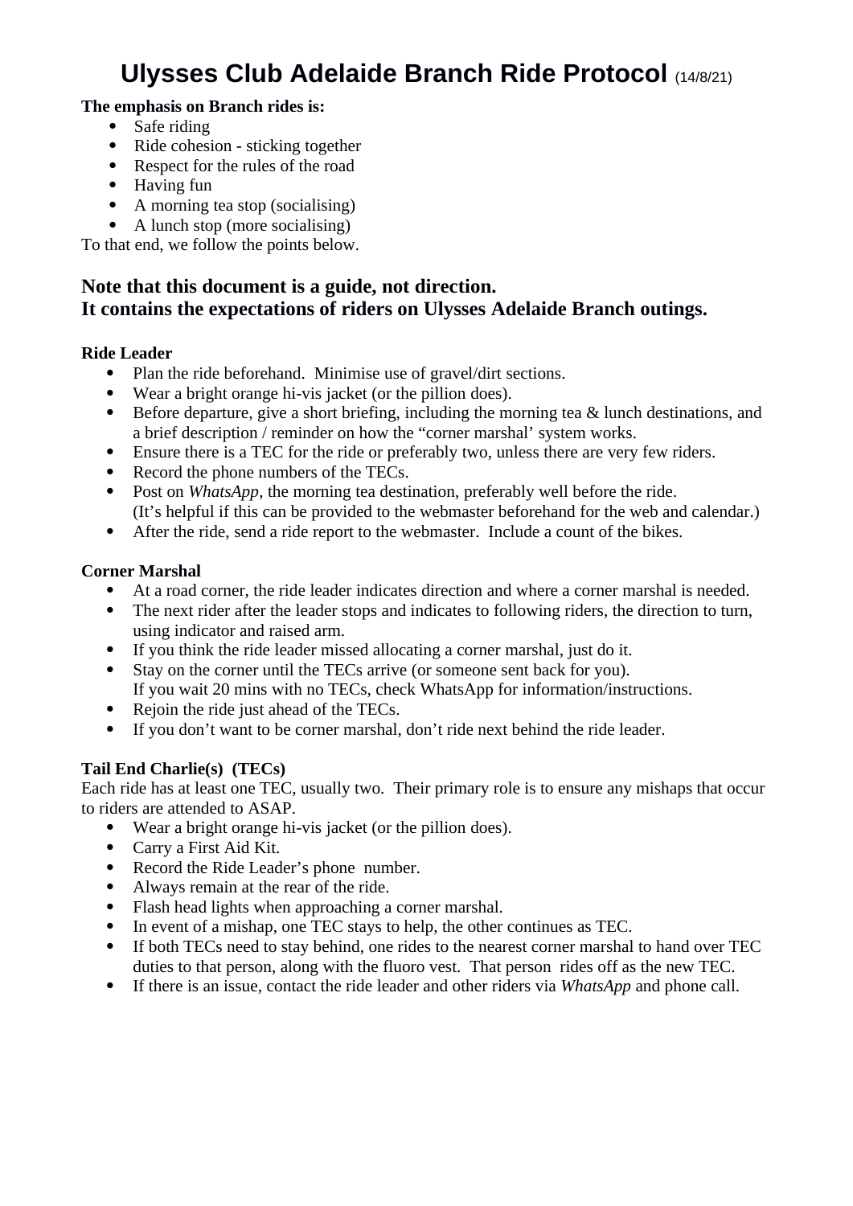# Ulysses Club Adelaide Branch Ride Protocol (14/8/21)

**The emphasis on Branch rides is:**

- Safe riding
- Ride cohesion - sticking together
- Respect for the rules of the road
- Having fun
- A morning tea stop (socialising)
- A lunch stop (more socialising)

To that end, we follow the points below.

## Note that this document is a guide, not direction. It contains the expectations of riders on Ulysses Adelaide Branch outings.

### Ride Leader

- Plan the ride beforehand. Minimise use of gravel/dirt sections.
- Wear a bright orange hi-vis jacket (or the pillion does).
- Before departure, give a short briefing, including the morning tea & lunch destinations, and a brief description / reminder on how the "corner marshal' system works.
- Ensure there is a TEC for the ride or preferably two, unless there are very few riders.
- Record the phone numbers of the TECs.
- Post on *WhatsApp*, the morning tea destination, preferably well before the ride. (It's helpful if this can be provided to the webmaster beforehand for the web and calendar.)
- After the ride, send a ride report to the webmaster. Include a count of the bikes.

### Corner Marshal

- At a road corner, the ride leader indicates direction and where a corner marshal is needed.
- The next rider after the leader stops and indicates to following riders, the direction to turn, using indicator and raised arm.
- If you think the ride leader missed allocating a corner marshal, just do it.
- Stay on the corner until the TECs arrive (or someone sent back for you). If you wait 20 mins with no TECs, check WhatsApp for information/instructions.
- Rejoin the ride just ahead of the TECs.
- If you don't want to be corner marshal, don't ride next behind the ride leader.

### Tail End Charlie(s) (TECs)

Each ride has at least one TEC, usually two. Their primary role is to ensure any mishaps that occur to riders are attended to ASAP.

- Wear a bright orange hi-vis jacket (or the pillion does).
- Carry a First Aid Kit.
- Record the Ride Leader's phone number.
- Always remain at the rear of the ride.
- Flash head lights when approaching a corner marshal.
- In event of a mishap, one TEC stays to help, the other continues as TEC.
- If both TECs need to stay behind, one rides to the nearest corner marshal to hand over TEC duties to that person, along with the fluoro vest. That person rides off as the new TEC.
- If there is an issue, contact the ride leader and other riders via *WhatsApp* and phone call.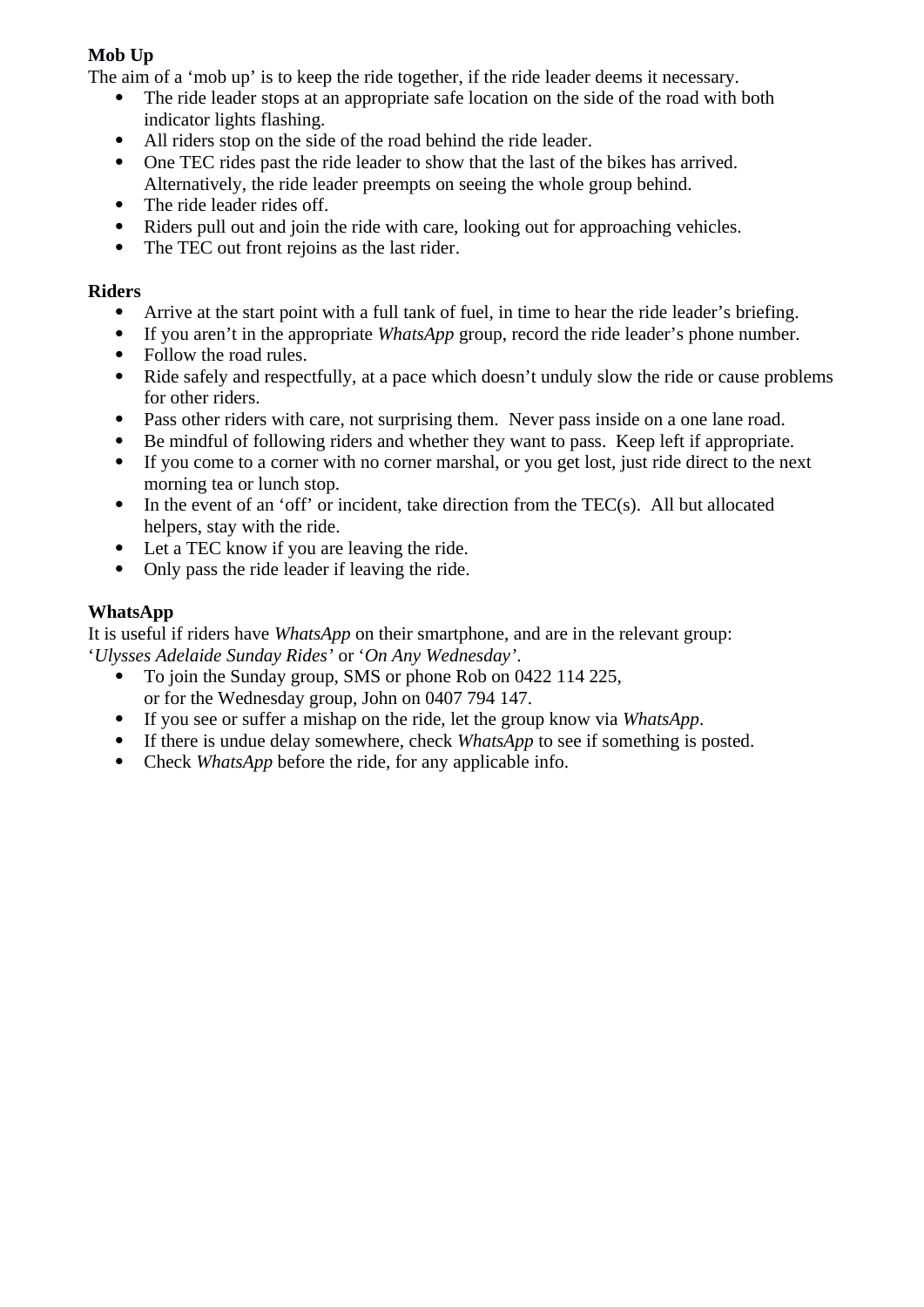**Mob Up**

The aim of a 'mob up' is to keep the ride together, if the ride leader deems it necessary.

- The ride leader stops at an appropriate safe location on the side of the road with both indicator lights flashing.
- All riders stop on the side of the road behind the ride leader.
- One TEC rides past the ride leader to show that the last of the bikes has arrived. Alternatively, the ride leader preempts on seeing the whole group behind.
- The ride leader rides off.
- Riders pull out and join the ride with care, looking out for approaching vehicles.
- The TEC out front rejoins as the last rider.

**Riders**

- Arrive at the start point with a full tank of fuel, in time to hear the ride leader's briefing.
- If you aren't in the appropriate *WhatsApp* group, record the ride leader's phone number.
- Follow the road rules.
- Ride safely and respectfully, at a pace which doesn't unduly slow the ride or cause problems for other riders.
- Pass other riders with care, not surprising them. Never pass inside on a one lane road.
- Be mindful of following riders and whether they want to pass. Keep left if appropriate.
- If you come to a corner with no corner marshal, or you get lost, just ride direct to the next morning tea or lunch stop.
- In the event of an 'off' or incident, take direction from the TEC(s). All but allocated helpers, stay with the ride.
- Let a TEC know if you are leaving the ride.
- Only pass the ride leader if leaving the ride.

**WhatsApp**

It is useful if riders have *WhatsApp* on their smartphone, and are in the relevant group: '*Ulysses Adelaide Sunday Rides*' or '*On Any Wednesday*'.

- To join the Sunday group, SMS or phone Rob on 0422 114 225,
  or for the Wednesday group, John on 0407 794 147.
- If you see or suffer a mishap on the ride, let the group know via *WhatsApp*.
- If there is undue delay somewhere, check *WhatsApp* to see if something is posted.
- Check *WhatsApp* before the ride, for any applicable info.